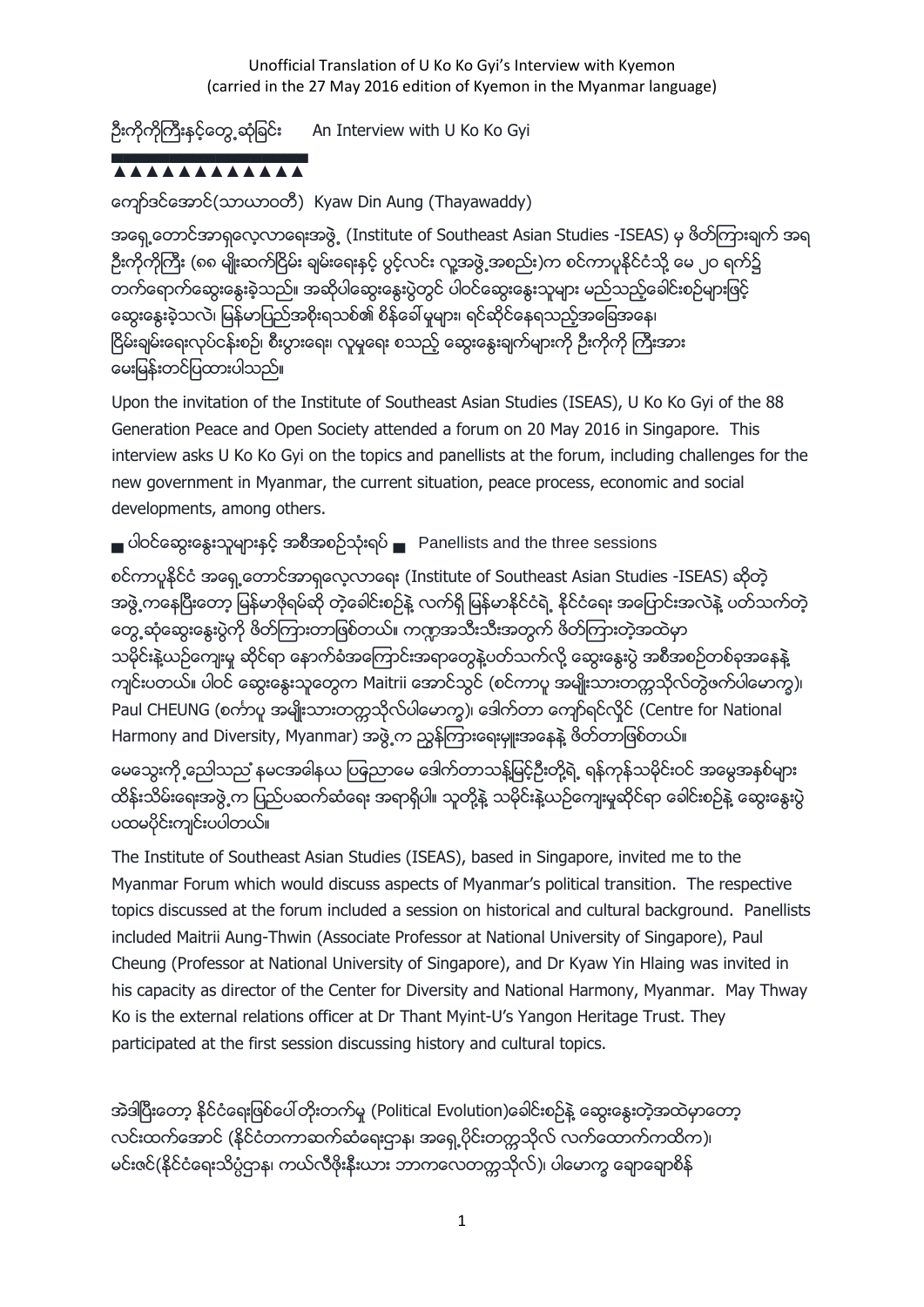Unofficial Translation of U Ko Ko Gyi's Interview with Kyemon
(carried in the 27 May 2016 edition of Kyemon in the Myanmar language)

# ဦးကိုကိုကြီးနှင့်တွေ့ဆုံခြင်း An Interview with U Ko Ko Gyi

▲▲▲▲▲▲▲▲▲▲▲

ကျော်ဒင်အောင်(သာယာဝတီ) Kyaw Din Aung (Thayawaddy)

အရှေ့တောင်အာရှလေ့လာရေးအဖွဲ့ (Institute of Southeast Asian Studies -ISEAS) မှ ဖိတ်ကြားချက် အရ ဦးကိုကိုကြီး (၈၈ မျိုးဆက်ငြိမ်း ချမ်းရေးနှင့် ပွင့်လင်း လူ့အဖွဲ့အစည်း)က စင်ကာပူနိုင်ငံသို့ မေ ၂၀ ရက်၌ တက်ရောက်ဆွေးနွေးခဲ့သည်။ အဆိုပါဆွေးနွေးပွဲတွင် ပါဝင်ဆွေးနွေးသူများ မည်သည့်ခေါင်းစဉ်များဖြင့် ဆွေးနွေးခဲ့သလဲ၊ မြန်မာပြည်အစိုးရသစ်၏ စိန်ခေါ်မှုများ၊ ရင်ဆိုင်နေရသည့်အခြေအနေ၊ ငြိမ်းချမ်းရေးလုပ်ငန်းစဉ်၊ စီးပွားရေး၊ လူမှုရေး စသည့် ဆွေးနွေးချက်များကို ဦးကိုကို ကြီးအား မေးမြန်းတင်ပြထားပါသည်။

Upon the invitation of the Institute of Southeast Asian Studies (ISEAS), U Ko Ko Gyi of the 88 Generation Peace and Open Society attended a forum on 20 May 2016 in Singapore. This interview asks U Ko Ko Gyi on the topics and panellists at the forum, including challenges for the new government in Myanmar, the current situation, peace process, economic and social developments, among others.

## ■ ပါဝင်ဆွေးနွေးသူများနှင့် အစီအစဉ်သုံးရပ် ■ Panellists and the three sessions

စင်ကာပူနိုင်ငံ အရှေ့တောင်အာရှလေ့လာရေး (Institute of Southeast Asian Studies -ISEAS) ဆိုတဲ့ အဖွဲ့ကနေပြီးတော့ မြန်မာဖိုရမ်ဆို တဲ့ခေါင်းစဉ်နဲ့ လက်ရှိ မြန်မာနိုင်ငံရဲ့ နိုင်ငံရေး အပြောင်းအလဲနဲ့ ပတ်သက်တဲ့ တွေ့ဆုံဆွေးနွေးပွဲကို ဖိတ်ကြားတာဖြစ်တယ်။ ကဏ္ဍအသီးသီးအတွက် ဖိတ်ကြားတဲ့အထဲမှာ သမိုင်းနဲ့ယဉ်ကျေးမှု ဆိုင်ရာ နောက်ခံအကြောင်းအရာတွေနဲ့ပတ်သက်လို့ ဆွေးနွေးပွဲ အစီအစဉ်တစ်ခုအနေနဲ့ ကျင်းပတယ်။ ပါဝင် ဆွေးနွေးသူတွေက Maitrii အောင်သွင် (စင်ကာပူ အမျိုးသားတက္ကသိုလ်တွဲဖက်ပါမောက္ခ)၊ Paul CHEUNG (စင်္ကာပူ အမျိုးသားတက္ကသိုလ်ပါမောက္ခ)၊ ဒေါက်တာ ကျော်ရင်လှိုင် (Centre for National Harmony and Diversity, Myanmar) အဖွဲ့က ညွှန်ကြားရေးမှူးအနေနဲ့ ဖိတ်တာဖြစ်တယ်။

မေသွေးကို့ညော်သည် နမငအေဖါနယ ပြဖြညာမေ ဒေါက်တာသန့်မြင့်ဦးတို့ရဲ့ ရန်ကုန်သမိုင်းဝင် အမွေအနှစ်များ ထိန်းသိမ်းရေးအဖွဲ့က ပြည်ပဆက်ဆံရေး အရာရှိပါ။ သူတို့နဲ့ သမိုင်းနဲ့ယဉ်ကျေးမှုဆိုင်ရာ ခေါင်းစဉ်နဲ့ ဆွေးနွေးပွဲ ပထမပိုင်းကျင်းပပါတယ်။

The Institute of Southeast Asian Studies (ISEAS), based in Singapore, invited me to the Myanmar Forum which would discuss aspects of Myanmar's political transition. The respective topics discussed at the forum included a session on historical and cultural background. Panellists included Maitrii Aung-Thwin (Associate Professor at National University of Singapore), Paul Cheung (Professor at National University of Singapore), and Dr Kyaw Yin Hlaing was invited in his capacity as director of the Center for Diversity and National Harmony, Myanmar. May Thway Ko is the external relations officer at Dr Thant Myint-U's Yangon Heritage Trust. They participated at the first session discussing history and cultural topics.

အဲဒါပြီးတော့ နိုင်ငံရေးဖြစ်ပေါ်တိုးတက်မှု (Political Evolution)ခေါင်းစဉ်နဲ့ ဆွေးနွေးတဲ့အထဲမှာတော့ လင်းထက်အောင် (နိုင်ငံတကာဆက်ဆံရေးဌာန၊ အရှေ့ပိုင်းတက္ကသိုလ် လက်ထောက်ကထိက)၊ မင်းဇင်(နိုင်ငံရေးသိပ္ပံဌာန၊ ကယ်လီဖိုးနီးယား ဘာကလေတက္ကသိုလ်)၊ ပါမောက္ခ ချောချောစိန်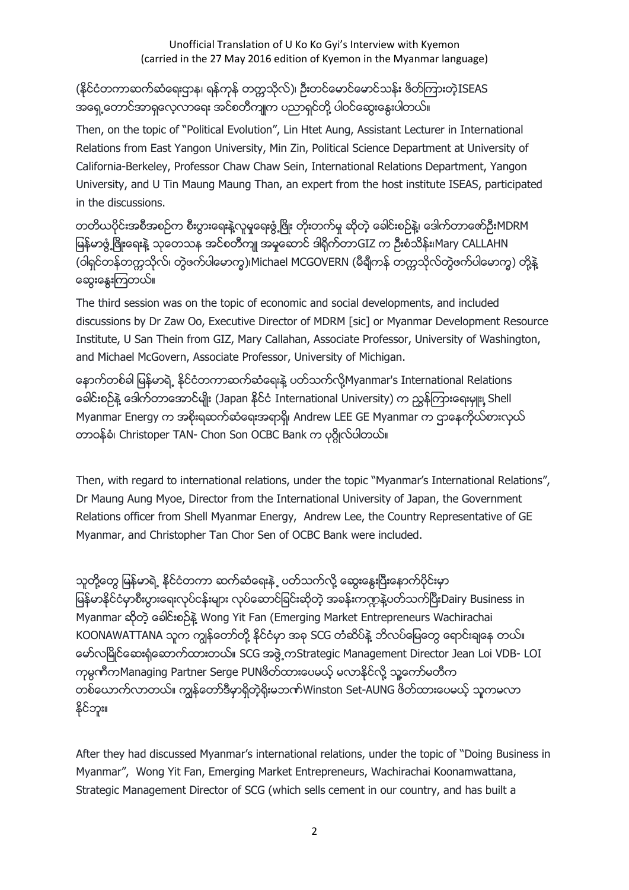(နိုင်ငံတကာဆက်ဆံရေးဌာန၊ ရန်ကုန် တက္ကသိုလ်)၊ ဦးတင်မောင်မောင်သန်း ဖိတ်ကြားတဲ့ISEAS အရှေ့တောင်အာရှလေ့လာရေး အင်စတီကျူက ပညာရှင်တို့ ပါဝင်ဆွေးနွေးပါတယ်။

Then, on the topic of "Political Evolution", Lin Htet Aung, Assistant Lecturer in International Relations from East Yangon University, Min Zin, Political Science Department at University of California-Berkeley, Professor Chaw Chaw Sein, International Relations Department, Yangon University, and U Tin Maung Maung Than, an expert from the host institute ISEAS, participated in the discussions.

တတိယပိုင်းအစီအစဉ်က စီးပွားရေးနဲ့လူမှုရေးဖွံ့ဖြိုး တိုးတက်မှု ဆိုတဲ့ ခေါင်းစဉ်နဲ့၊ ဒေါက်တာဇော်ဦးMDRM မြန်မာဖွံ့ဖြိုးရေးနဲ့ သုတေသန အင်စတီကျူ အမှုဆောင် ဒါရိုက်တာGIZ က ဦးစံသိန်း၊Mary CALLAHN (ဝါရှင်တန်တက္ကသိုလ်၊ တွဲဖက်ပါမောက္ခ)၊Michael MCGOVERN (မီရှီကန် တက္ကသိုလ်တွဲဖက်ပါမောက္ခ) တို့နဲ့ ဆွေးနွေးကြတယ်။

The third session was on the topic of economic and social developments, and included discussions by Dr Zaw Oo, Executive Director of MDRM [sic] or Myanmar Development Resource Institute, U San Thein from GIZ, Mary Callahan, Associate Professor, University of Washington, and Michael McGovern, Associate Professor, University of Michigan.

နောက်တစ်ခါ မြန်မာရဲ့ နိုင်ငံတကာဆက်ဆံရေးနဲ့ ပတ်သက်လို့Myanmar's International Relations ခေါင်းစဉ်နဲ့ ဒေါက်တာအောင်မျိုး (Japan နိုင်ငံ International University) က ညွှန်ကြားရေးမှူး၊ Shell Myanmar Energy က အစိုးရဆက်ဆံရေးအရာရှိ၊ Andrew LEE GE Myanmar က ဌာနေကိုယ်စားလှယ် တာဝန်ခံ၊ Christoper TAN- Chon Son OCBC Bank က ပုဂ္ဂိုလ်ပါတယ်။

Then, with regard to international relations, under the topic "Myanmar's International Relations", Dr Maung Aung Myoe, Director from the International University of Japan, the Government Relations officer from Shell Myanmar Energy, Andrew Lee, the Country Representative of GE Myanmar, and Christopher Tan Chor Sen of OCBC Bank were included.

သူတို့တွေ မြန်မာရဲ့ နိုင်ငံတကာ ဆက်ဆံရေးနဲ့ ပတ်သက်လို့ ဆွေးနွေးပြီးနောက်ပိုင်းမှာ မြန်မာနိုင်ငံမှာစီးပွားရေးလုပ်ငန်းများ လုပ်ဆောင်ခြင်းဆိုတဲ့ အခန်းကဏ္ဍနဲ့ပတ်သက်ပြီးDairy Business in Myanmar ဆိုတဲ့ ခေါင်းစဉ်နဲ့ Wong Yit Fan (Emerging Market Entrepreneurs Wachirachai KOONAWATTANA သူက ကျွန်တော်တို့ နိုင်ငံမှာ အခု SCG တံဆိပ်နဲ့ ဘိလပ်မြေတွေ ရောင်းချနေ တယ်။ မော်လမြိုင်ဆေးရုံဆောက်ထားတယ်။ SCG အဖွဲ့ကStrategic Management Director Jean Loi VDB- LOI ကုမ္ပဏီကManaging Partner Serge PUNဖိတ်ထားပေမယ့် မလာနိုင်လို့ သူ့ကော်မတီက တစ်ယောက်လာတယ်။ ကျွန်တော်ဒီမှာရှိတဲ့ရှီးမဘက်Winston Set-AUNG ဖိတ်ထားပေမယ့် သူကမလာ နိုင်ဘူး။

After they had discussed Myanmar's international relations, under the topic of "Doing Business in Myanmar", Wong Yit Fan, Emerging Market Entrepreneurs, Wachirachai Koonamwattana, Strategic Management Director of SCG (which sells cement in our country, and has built a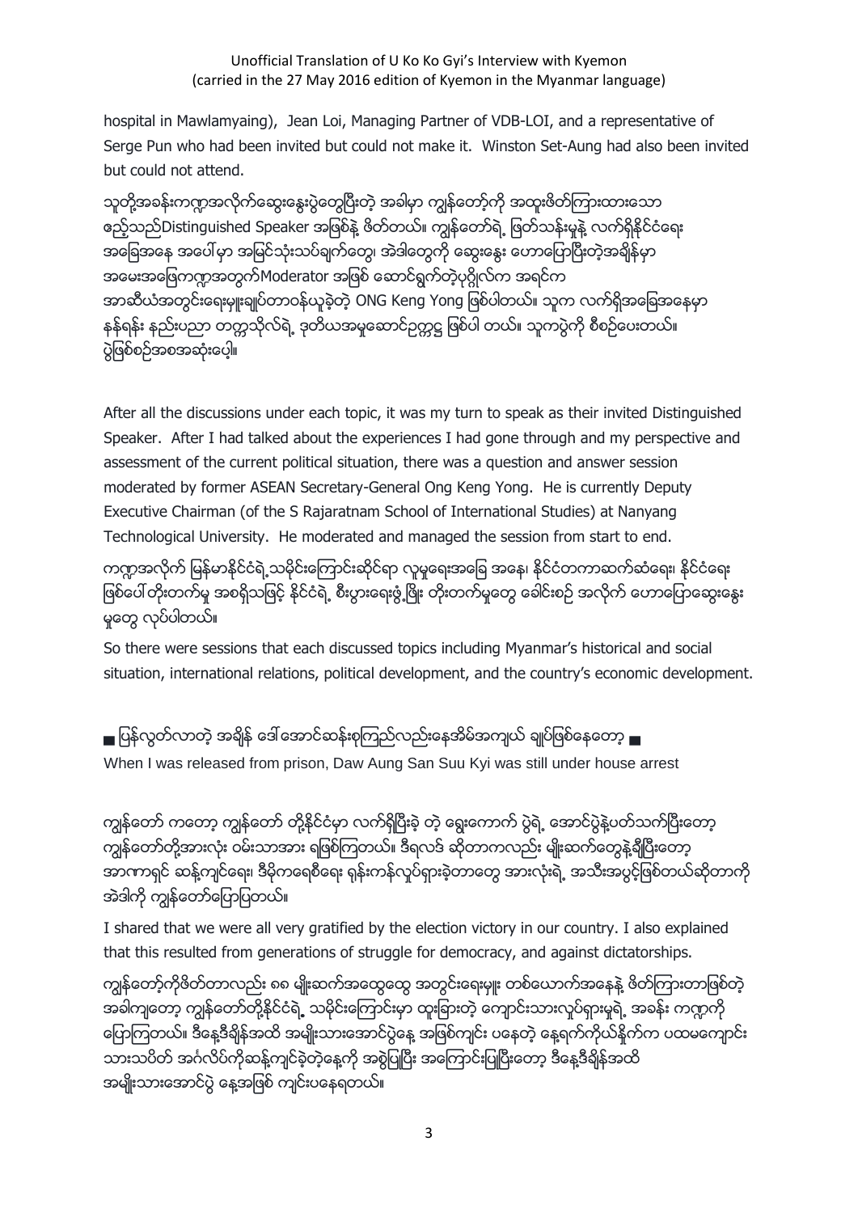hospital in Mawlamyaing), Jean Loi, Managing Partner of VDB-LOI, and a representative of Serge Pun who had been invited but could not make it. Winston Set-Aung had also been invited but could not attend.

သူတို့အခန်းကဏ္ဍအလိုက်ဆွေးနွေးပွဲတွေပြီးတဲ့ အခါမှာ ကျွန်တော့်ကို အထူးဖိတ်ကြားထားသော ဧည့်သည်Distinguished Speaker အဖြစ်နဲ့ ဖိတ်တယ်။ ကျွန်တော်ရဲ့ ဖြတ်သန်းမှုနဲ့ လက်ရှိနိုင်ငံရေး အခြေအနေ အပေါ်မှာ အမြင်သုံးသပ်ချက်တွေ၊ အဲဒါတွေကို ဆွေးနွေး ပြောပြီးတဲ့အချိန်မှာ အမေးအဖြေကဏ္ဍအတွက်Moderator အဖြစ် ဆောင်ရွက်တဲ့ပုဂ္ဂိုလ်က အရင်က အာဆီယံအတွင်းရေးမှူးချုပ်တာဝန်ယူခဲ့တဲ့ ONG Keng Yong ဖြစ်ပါတယ်။ သူက လက်ရှိအခြေအနေမှာ နန်ရန်း နည်းပညာ တက္ကသိုလ်ရဲ့ ဒုတိယအမှုဆောင်ဥက္ကဋ္ဌ ဖြစ်ပါ တယ်။ သူကပွဲကို စီစဉ်ပေးတယ်။ ပွဲဖြစ်စဉ်အစအဆုံးပေါ့။

After all the discussions under each topic, it was my turn to speak as their invited Distinguished Speaker. After I had talked about the experiences I had gone through and my perspective and assessment of the current political situation, there was a question and answer session moderated by former ASEAN Secretary-General Ong Keng Yong. He is currently Deputy Executive Chairman (of the S Rajaratnam School of International Studies) at Nanyang Technological University. He moderated and managed the session from start to end.

ကဏ္ဍအလိုက် မြန်မာနိုင်ငံရဲ့သမိုင်းကြောင်းဆိုင်ရာ လူမှုရေးအခြေ အနေ၊ နိုင်ငံတကာဆက်ဆံရေး၊ နိုင်ငံရေး ဖြစ်ပေါ်တိုးတက်မှု အစရှိသဖြင့် နိုင်ငံရဲ့ စီးပွားရေးဖွံ့ဖြိုး တိုးတက်မှုတွေ ခေါင်းစဉ် အလိုက် ပြောဆွေးနွေး မှုတွေ လုပ်ပါတယ်။

So there were sessions that each discussed topics including Myanmar's historical and social situation, international relations, political development, and the country's economic development.

## ■ ပြန်လွတ်လာတဲ့ အချိန် ဒေါ်အောင်ဆန်းစုကြည်လည်းနေအိမ်အကျယ် ချုပ်ဖြစ်နေတော့ ■

When I was released from prison, Daw Aung San Suu Kyi was still under house arrest

ကျွန်တော် ကတော့ ကျွန်တော် တို့နိုင်ငံမှာ လက်ရှိပြီးခဲ့ တဲ့ ရွေးကောက် ပွဲရဲ့ အောင်ပွဲနဲ့ပတ်သက်ပြီးတော့ ကျွန်တော်တို့အားလုံး ဝမ်းသာအား ရဖြစ်ကြတယ်။ ဒီရလဒ် ဆိုတာကလည်း မျိုးဆက်တွေနဲ့ချီပြီးတော့ အာဏာရှင် ဆန့်ကျင်ရေး၊ ဒီမိုကရေစီရေး ရုန်းကန်လှုပ်ရှားခဲ့တာတွေ အားလုံးရဲ့ အသီးအပွင့်ဖြစ်တယ်ဆိုတာကို အဲဒါကို ကျွန်တော်ပြောပြတယ်။

I shared that we were all very gratified by the election victory in our country. I also explained that this resulted from generations of struggle for democracy, and against dictatorships.

ကျွန်တော့်ကိုဖိတ်တာလည်း ၈၈ မျိုးဆက်အထွေထွေ အတွင်းရေးမှူး တစ်ယောက်အနေနဲ့ ဖိတ်ကြားတာဖြစ်တဲ့ အခါကျတော့ ကျွန်တော်တို့နိုင်ငံရဲ့ သမိုင်းကြောင်းမှာ ထူးခြားတဲ့ ကျောင်းသားလှုပ်ရှားမှုရဲ့ အခန်း ကဏ္ဍကို ပြောကြတယ်။ ဒီနေ့ဒီချိန်အထိ အမျိုးသားအောင်ပွဲနေ့ အဖြစ်ကျင်း ပနေတဲ့ နေ့ရက်ကိုယ်နိုက်က ပထမကျောင်းသားသပိတ် အင်္ဂလိပ်ကိုဆန့်ကျင်ခဲ့တဲ့နေ့ကို အစွဲပြုပြီး အကြောင်းပြုပြီးတော့ ဒီနေ့ဒီချိန်အထိ အမျိုးသားအောင်ပွဲ နေ့အဖြစ် ကျင်းပနေရတယ်။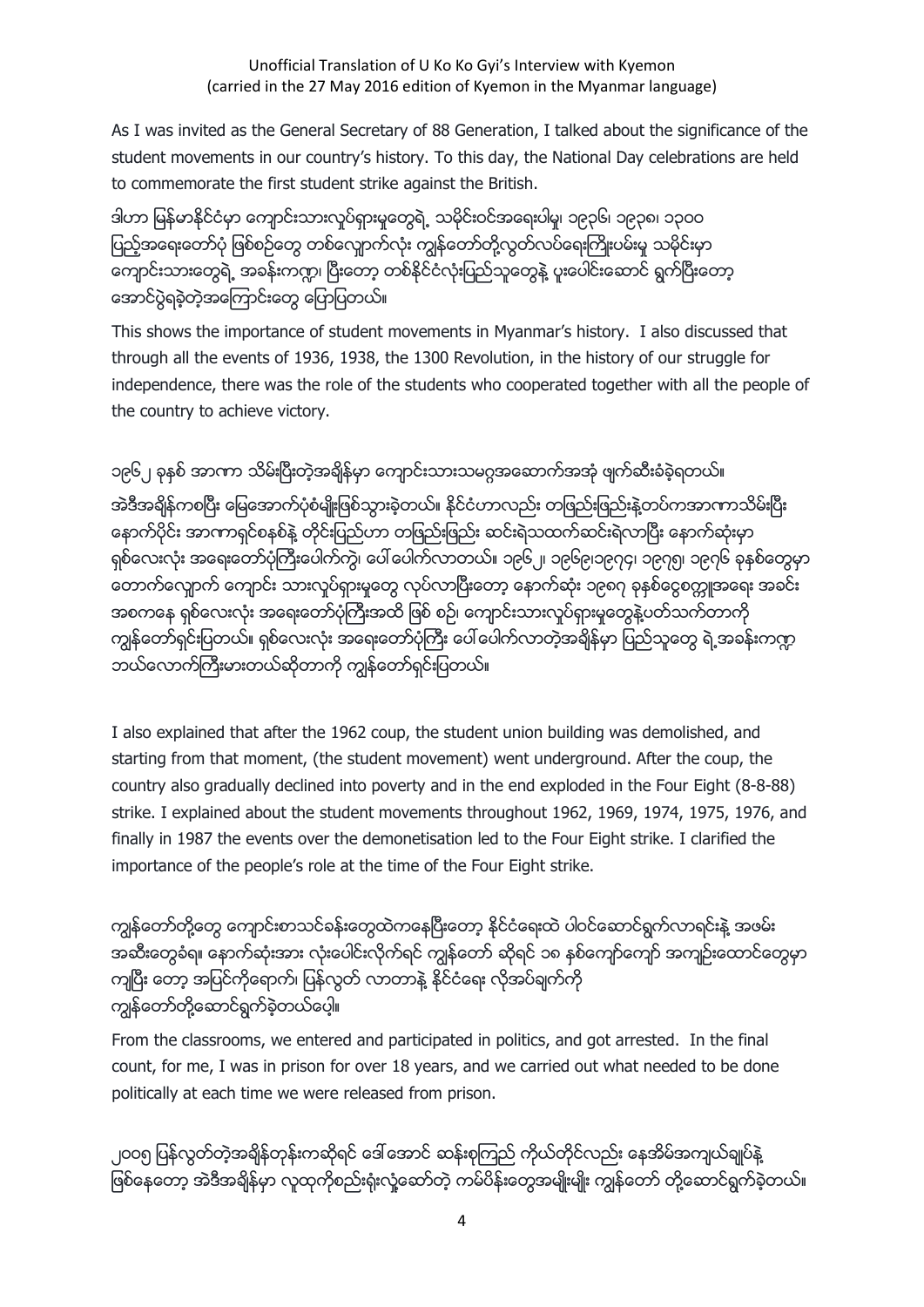As I was invited as the General Secretary of 88 Generation, I talked about the significance of the student movements in our country's history. To this day, the National Day celebrations are held to commemorate the first student strike against the British.

ဒါဟာ မြန်မာနိုင်ငံမှာ ကျောင်းသားလှုပ်ရှားမှုတွေရဲ့ သမိုင်းဝင်အရေးပါမှု၊ ၁၉၃၆၊ ၁၉၃၈၊ ၁၃၀၀ ပြည့်အရေးတော်ပုံ ဖြစ်စဉ်တွေ တစ်လျှောက်လုံး ကျွန်တော်တို့လွတ်လပ်ရေးကြိုးပမ်းမှု သမိုင်းမှာ ကျောင်းသားတွေရဲ့ အခန်းကဏ္ဍ၊ ပြီးတော့ တစ်နိုင်ငံလုံးပြည်သူတွေနဲ့ ပူးပေါင်းဆောင် ရွက်ပြီးတော့ အောင်ပွဲရခဲ့တဲ့အကြောင်းတွေ ပြောပြတယ်။

This shows the importance of student movements in Myanmar's history. I also discussed that through all the events of 1936, 1938, the 1300 Revolution, in the history of our struggle for independence, there was the role of the students who cooperated together with all the people of the country to achieve victory.

၁၉၆၂ ခုနှစ် အာဏာ သိမ်းပြီးတဲ့အချိန်မှာ ကျောင်းသားသမဂ္ဂအဆောက်အအုံ ဖျက်ဆီးခံခဲ့ရတယ်။

အဲဒီအချိန်ကစပြီး မြေအောက်ပုံစံမျိုးဖြစ်သွားခဲ့တယ်။ နိုင်ငံဟာလည်း တဖြည်းဖြည်းနဲ့တပ်ကအာဏာသိမ်းပြီး နောက်ပိုင်း အာဏာရှင်စနစ်နဲ့ တိုင်းပြည်ဟာ တဖြည်းဖြည်း ဆင်းရဲသထက်ဆင်းရဲလာပြီး နောက်ဆုံးမှာ ရှစ်လေးလုံး အရေးတော်ပုံကြီးပေါက်ကွဲ၊ ပေါ်ပေါက်လာတယ်။ ၁၉၆၂၊ ၁၉၆၉၊၁၉၇၄၊ ၁၉၇၅၊ ၁၉၇၆ ခုနှစ်တွေမှာ တောက်လျှောက် ကျောင်း သားလှုပ်ရှားမှုတွေ လုပ်လာပြီးတော့ နောက်ဆုံး ၁၉၈၇ ခုနှစ်ငွေစက္ကူအရေး အခင်း အစကနေ ရှစ်လေးလုံး အရေးတော်ပုံကြီးအထိ ဖြစ် စဉ်၊ ကျောင်းသားလှုပ်ရှားမှုတွေနဲ့ပတ်သက်တာကို ကျွန်တော်ရှင်းပြတယ်။ ရှစ်လေးလုံး အရေးတော်ပုံကြီး ပေါ်ပေါက်လာတဲ့အချိန်မှာ ပြည်သူတွေ ရဲ့အခန်းကဏ္ဍ ဘယ်လောက်ကြီးမားတယ်ဆိုတာကို ကျွန်တော်ရှင်းပြတယ်။

I also explained that after the 1962 coup, the student union building was demolished, and starting from that moment, (the student movement) went underground. After the coup, the country also gradually declined into poverty and in the end exploded in the Four Eight (8-8-88) strike. I explained about the student movements throughout 1962, 1969, 1974, 1975, 1976, and finally in 1987 the events over the demonetisation led to the Four Eight strike. I clarified the importance of the people's role at the time of the Four Eight strike.

ကျွန်တော်တို့တွေ ကျောင်းစာသင်ခန်းတွေထဲကနေပြီးတော့ နိုင်ငံရေးထဲ ပါဝင်ဆောင်ရွက်လာရင်းနဲ့ အဖမ်း အဆီးတွေခံရ၊ နောက်ဆုံးအား လုံးပေါင်းလိုက်ရင် ကျွန်တော် ဆိုရင် ၁၈ နှစ်ကျော်ကျော် အကျဉ်းထောင်တွေမှာ ကျပြီး တော့ အပြင်ကိုရောက်၊ ပြန်လွတ် လာတာနဲ့ နိုင်ငံရေး လိုအပ်ချက်ကို ကျွန်တော်တို့ဆောင်ရွက်ခဲ့တယ်ပေါ့။

From the classrooms, we entered and participated in politics, and got arrested. In the final count, for me, I was in prison for over 18 years, and we carried out what needed to be done politically at each time we were released from prison.

၂၀၀၅ ပြန်လွတ်တဲ့အချိန်တုန်းကဆိုရင် ဒေါ်အောင် ဆန်းစုကြည် ကိုယ်တိုင်လည်း နေအိမ်အကျယ်ချုပ်နဲ့ ဖြစ်နေတော့ အဲဒီအချိန်မှာ လူထုကိုစည်းရုံးလှုံ့ဆော်တဲ့ ကမ်ပိန်းတွေအမျိုးမျိုး ကျွန်တော် တို့ဆောင်ရွက်ခဲ့တယ်။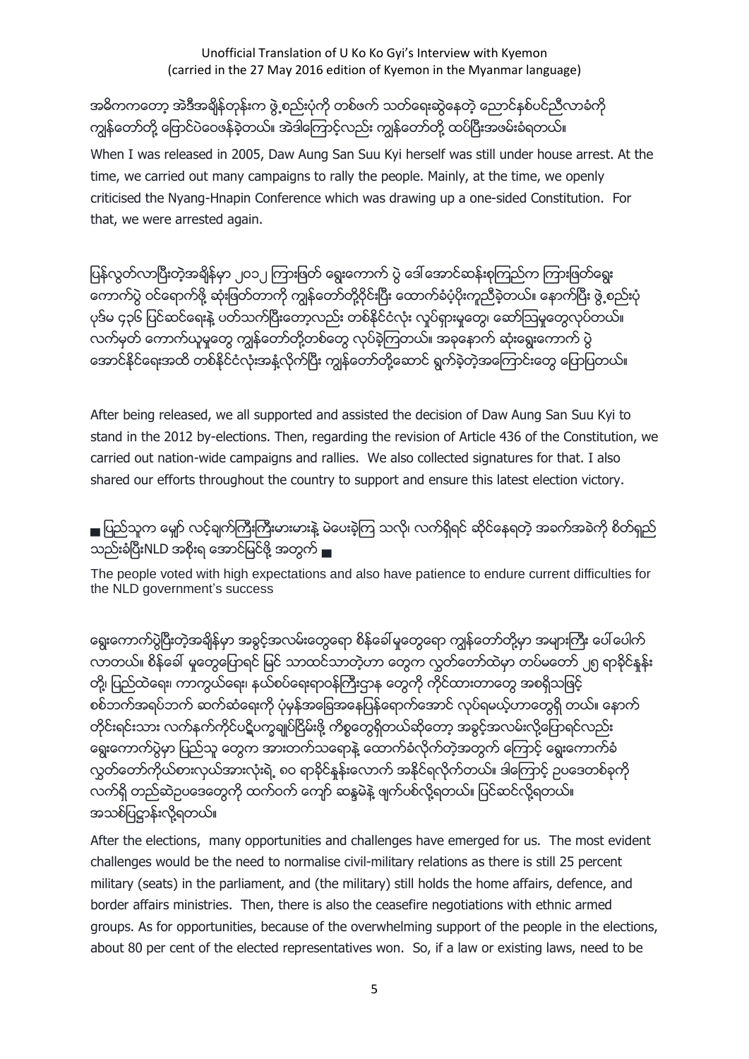အမိကကတော့ အဲဒီအချိန်တုန်းက ဖွဲ့စည်းပုံကို တစ်ဖက် သတ်ရေးဆွဲနေတဲ့ ညောင်နစ်ပင်ညီလာခံကို ကျွန်တော်တို့ ပြောင်ပဲဝေဖန်ခဲ့တယ်။ အဲဒါကြောင့်လည်း ကျွန်တော်တို့ ထပ်ပြီးအဖမ်းခံရတယ်။

When I was released in 2005, Daw Aung San Suu Kyi herself was still under house arrest. At the time, we carried out many campaigns to rally the people. Mainly, at the time, we openly criticised the Nyang-Hnapin Conference which was drawing up a one-sided Constitution. For that, we were arrested again.

ပြန်လွတ်လာပြီးတဲ့အချိန်မှာ ၂၀၁၂ ကြားဖြတ် ရွေးကောက် ပွဲ ဒေါ်အောင်ဆန်းစုကြည်က ကြားဖြတ်ရွေး ကောက်ပွဲ ဝင်ရောက်ဖို့ ဆုံးဖြတ်တာကို ကျွန်တော်တို့ဝိုင်းပြီး ထောက်ခံပံ့ပိုးကူညီခဲ့တယ်။ နောက်ပြီး ဖွဲ့စည်းပုံ ပုဒ်မ ၄၃၆ ပြင်ဆင်ရေးနဲ့ ပတ်သက်ပြီးတော့လည်း တစ်နိုင်ငံလုံး လှုပ်ရှားမှုတွေ၊ ဆော်သြမှုတွေလုပ်တယ်။ လက်မှတ် ကောက်ယူမှုတွေ ကျွန်တော်တို့တစ်တွေ လုပ်ခဲ့ကြတယ်။ အခုနောက် ဆုံးရွေးကောက် ပွဲ အောင်နိုင်ရေးအထိ တစ်နိုင်ငံလုံးအနှံ့လိုက်ပြီး ကျွန်တော်တို့ဆောင် ရွက်ခဲ့တဲ့အကြောင်းတွေ ပြောပြတယ်။

After being released, we all supported and assisted the decision of Daw Aung San Suu Kyi to stand in the 2012 by-elections. Then, regarding the revision of Article 436 of the Constitution, we carried out nation-wide campaigns and rallies. We also collected signatures for that. I also shared our efforts throughout the country to support and ensure this latest election victory.

## ■ ပြည်သူက မျှော် လင့်ချက်ကြီးကြီးမားမားနဲ့ မဲပေးခဲ့ကြ သလို၊ လက်ရှိရင် ဆိုင်နေရတဲ့ အခက်အခဲကို စိတ်ရှည် သည်းခံပြီးNLD အစိုးရ အောင်မြင်ဖို့ အတွက် ■

## The people voted with high expectations and also have patience to endure current difficulties for the NLD government's success

ရွေးကောက်ပွဲပြီးတဲ့အချိန်မှာ အခွင့်အလမ်းတွေရော စိန်ခေါ်မှုတွေရော ကျွန်တော်တို့မှာ အများကြီး ပေါ်ပေါက် လာတယ်။ စိန်ခေါ် မှုတွေပြောရင် မြင် သာထင်သာတဲ့ဟာ တွေက လွှတ်တော်ထဲမှာ တပ်မတော် ၂၅ ရာခိုင်နှုန်း တို့၊ ပြည်ထဲရေး၊ ကာကွယ်ရေး၊ နယ်စပ်ရေးရာဝန်ကြီးဌာန တွေကို ကိုင်ထားတာတွေ အစရှိသဖြင့် စစ်ဘက်အရပ်ဘက် ဆက်ဆံရေးကို ပုံမှန်အခြေအနေပြန်ရောက်အောင် လုပ်ရမယ့်ဟာတွေရှိ တယ်။ နောက် တိုင်းရင်းသား လက်နက်ကိုင်ပဋိပက္ခချုပ်ငြိမ်းဖို့ ကိစ္စတွေရှိတယ်ဆိုတော့ အခွင့်အလမ်းလို့ပြောရင်လည်း ရွေးကောက်ပွဲမှာ ပြည်သူ တွေက အားတက်သရောနဲ့ ထောက်ခံလိုက်တဲ့အတွက် ကြောင့် ရွေးကောက်ခံ လွှတ်တော်ကိုယ်စားလှယ်အားလုံးရဲ့ ၈၀ ရာခိုင်နှုန်းလောက် အနိုင်ရလိုက်တယ်။ ဒါကြောင့် ဥပဒေတစ်ခုကို လက်ရှိ တည်ဆဲဥပဒေတွေကို ထက်ဝက် ကျော် ဆန္ဒမဲနဲ့ ဖျက်ပစ်လို့ရတယ်။ ပြင်ဆင်လို့ရတယ်။ အသစ်ပြဋ္ဌာန်းလို့ရတယ်။

After the elections, many opportunities and challenges have emerged for us. The most evident challenges would be the need to normalise civil-military relations as there is still 25 percent military (seats) in the parliament, and (the military) still holds the home affairs, defence, and border affairs ministries. Then, there is also the ceasefire negotiations with ethnic armed groups. As for opportunities, because of the overwhelming support of the people in the elections, about 80 per cent of the elected representatives won. So, if a law or existing laws, need to be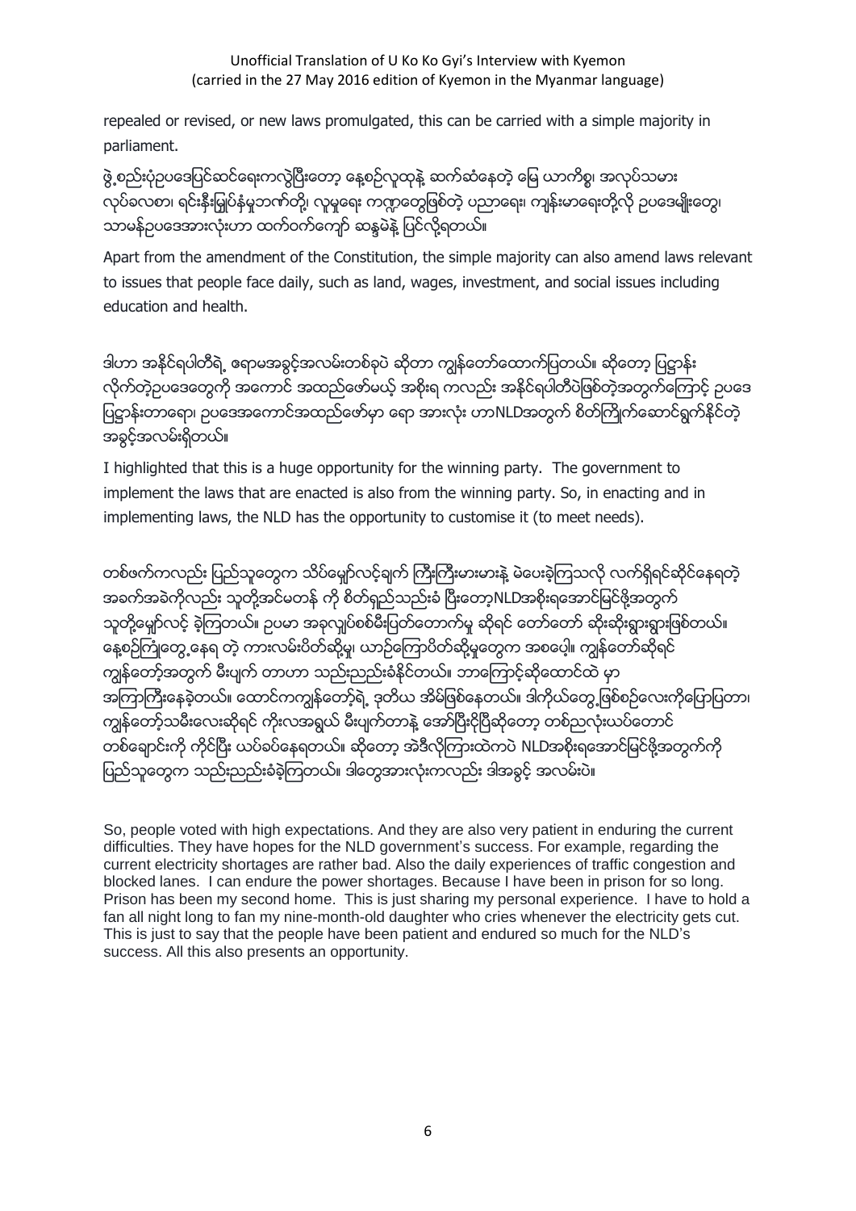repealed or revised, or new laws promulgated, this can be carried with a simple majority in parliament.

ဖွဲ့စည်းပုံဥပဒေပြင်ဆင်ရေးကလွဲပြီးတော့ နေ့စဉ်လူထုနဲ့ ဆက်ဆံနေတဲ့ မြေ ယာကိစ္စ၊ အလုပ်သမား လုပ်ခလစာ၊ ရင်းနှီးမြှုပ်နှံမှုဘက်တို့၊ လူမှုရေး ကဏ္ဍတွေဖြစ်တဲ့ ပညာရေး၊ ကျန်းမာရေးတို့လို ဥပဒေမျိုးတွေ၊ သာမန်ဥပဒေအားလုံးဟာ ထက်ဝက်ကျော် ဆန္ဒမဲနဲ့ ပြင်လို့ရတယ်။

Apart from the amendment of the Constitution, the simple majority can also amend laws relevant to issues that people face daily, such as land, wages, investment, and social issues including education and health.

ဒါဟာ အနိုင်ရပါတီရဲ့ ရောမအခွင့်အလမ်းတစ်ခုပဲ ဆိုတာ ကျွန်တော်ထောက်ပြတယ်။ ဆိုတော့ ပြဋ္ဌာန်း လိုက်တဲ့ဥပဒေတွေကို အကောင် အထည်ဖော်မယ့် အစိုးရ ကလည်း အနိုင်ရပါတီပဲဖြစ်တဲ့အတွက်ကြောင့် ဥပဒေ ပြဋ္ဌာန်းတာရော၊ ဥပဒေအကောင်အထည်ဖော်မှာ ရော အားလုံး ဟာNLDအတွက် စိတ်ကြိုက်ဆောင်ရွက်နိုင်တဲ့ အခွင့်အလမ်းရှိတယ်။

I highlighted that this is a huge opportunity for the winning party. The government to implement the laws that are enacted is also from the winning party. So, in enacting and in implementing laws, the NLD has the opportunity to customise it (to meet needs).

တစ်ဖက်ကလည်း ပြည်သူတွေက သိပ်မျှော်လင့်ချက် ကြီးကြီးမားမားနဲ့ မဲပေးခဲ့ကြသလို လက်ရှိရင်ဆိုင်နေရတဲ့ အခက်အခဲကိုလည်း သူတို့အင်မတန် ကို စိတ်ရှည်သည်းခံ ပြီးတော့NLDအစိုးရအောင်မြင်ဖို့အတွက် သူတို့မျှော်လင့် ခဲ့ကြတယ်။ ဥပမာ အခုလျှပ်စစ်မီးပြတ်တောက်မှု ဆိုရင် တော်တော် ဆိုးဆိုးရွားရွားဖြစ်တယ်။ နေ့စဉ်ကြုံတွေ့နေရ တဲ့ ကားလမ်းပိတ်ဆို့မှု၊ ယာဉ်ကြောပိတ်ဆို့မှုတွေက အစပေါ့။ ကျွန်တော်ဆိုရင် ကျွန်တော့်အတွက် မီးပျက် တာဟာ သည်းညည်းခံနိုင်တယ်။ ဘာကြောင့်ဆိုထောင်ထဲ မှာ အကြာကြီးနေခဲ့တယ်။ ထောင်ကကျွန်တော့်ရဲ့ ဒုတိယ အိမ်ဖြစ်နေတယ်။ ဒါကိုယ်တွေ့ဖြစ်စဉ်လေးကိုပြောပြတာ၊ ကျွန်တော့်သမီးလေးဆိုရင် ကိုးလအရွယ် မီးပျက်တာနဲ့ အော်ပြီးငိုပြီဆိုတော့ တစ်ညလုံးယပ်တောင် တစ်ချောင်းကို ကိုင်ပြီး ယပ်ခပ်နေရတယ်။ ဆိုတော့ အဲဒီလိုကြားထဲကပဲ NLDအစိုးရအောင်မြင်ဖို့အတွက်ကို ပြည်သူတွေက သည်းညည်းခံခဲ့ကြတယ်။ ဒါတွေအားလုံးကလည်း ဒါအခွင့် အလမ်းပဲ။

So, people voted with high expectations. And they are also very patient in enduring the current difficulties. They have hopes for the NLD government's success. For example, regarding the current electricity shortages are rather bad. Also the daily experiences of traffic congestion and blocked lanes. I can endure the power shortages. Because I have been in prison for so long. Prison has been my second home. This is just sharing my personal experience. I have to hold a fan all night long to fan my nine-month-old daughter who cries whenever the electricity gets cut. This is just to say that the people have been patient and endured so much for the NLD's success. All this also presents an opportunity.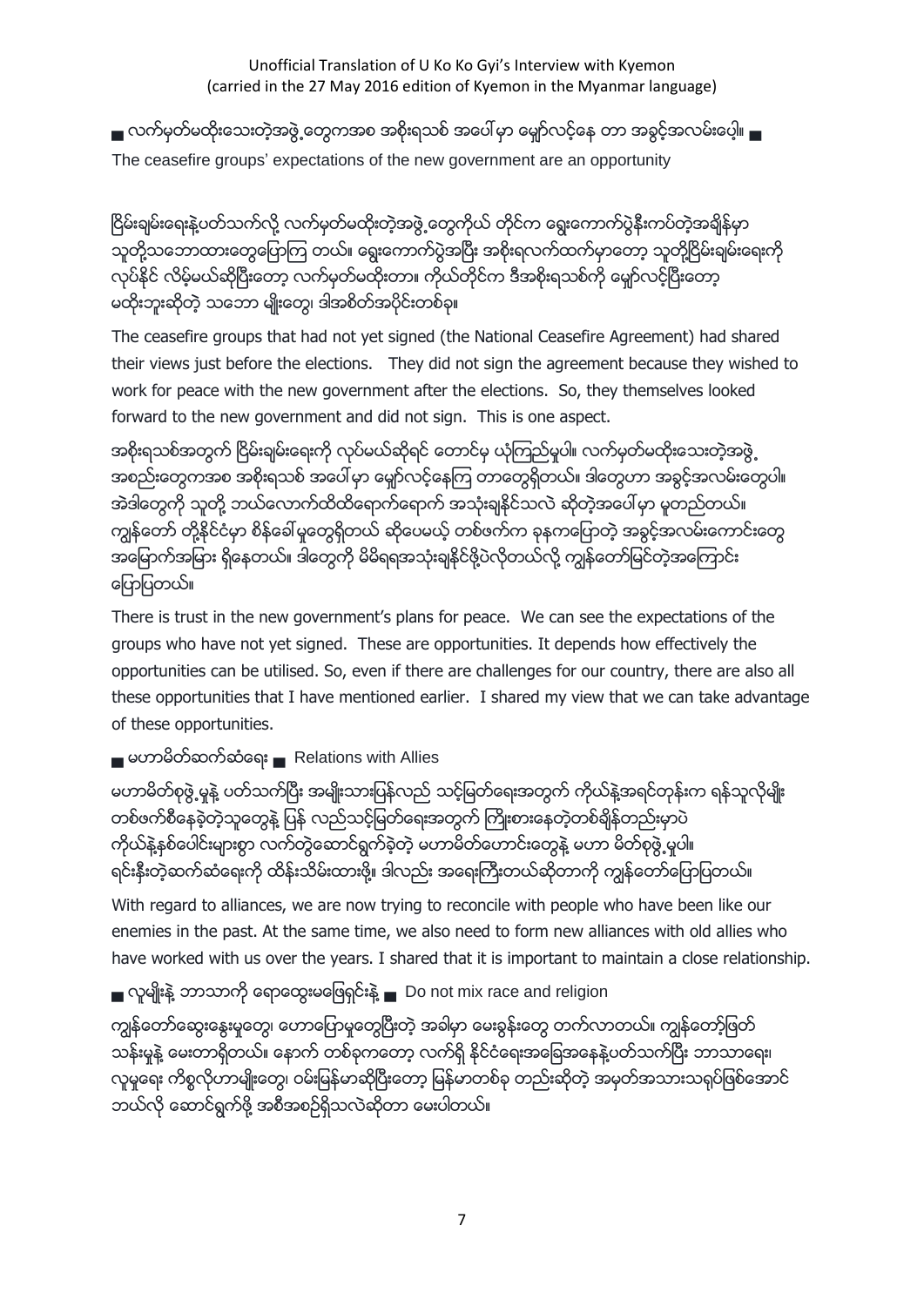■ လက်မှတ်မထိုးသေးတဲ့အဖွဲ့တွေကအစ အစိုးရသစ် အပေါ်မှာ မျှော်လင့်နေ တာ အခွင့်အလမ်းပေါ့။ ■

The ceasefire groups' expectations of the new government are an opportunity

ငြိမ်းချမ်းရေးနဲ့ပတ်သက်လို့ လက်မှတ်မထိုးတဲ့အဖွဲ့တွေကိုယ် တိုင်က ရွေးကောက်ပွဲနီးကပ်တဲ့အချိန်မှာ သူတို့သဘောထားတွေပြောကြ တယ်။ ရွေးကောက်ပွဲအပြီး အစိုးရလက်ထက်မှာတော့ သူတို့ငြိမ်းချမ်းရေးကို လုပ်နိုင် လိမ့်မယ်ဆိုပြီးတော့ လက်မှတ်မထိုးတာ။ ကိုယ်တိုင်က ဒီအစိုးရသစ်ကို မျှော်လင့်ပြီးတော့ မထိုးဘူးဆိုတဲ့ သဘော မျိုးတွေ၊ ဒါအစိတ်အပိုင်းတစ်ခု။

The ceasefire groups that had not yet signed (the National Ceasefire Agreement) had shared their views just before the elections. They did not sign the agreement because they wished to work for peace with the new government after the elections. So, they themselves looked forward to the new government and did not sign. This is one aspect.

အစိုးရသစ်အတွက် ငြိမ်းချမ်းရေးကို လုပ်မယ်ဆိုရင် တောင်မှ ယုံကြည်မှုပါ။ လက်မှတ်မထိုးသေးတဲ့အဖွဲ့ အစည်းတွေကအစ အစိုးရသစ် အပေါ်မှာ မျှော်လင့်နေကြ တာတွေရှိတယ်။ ဒါတွေဟာ အခွင့်အလမ်းတွေပါ။ အဲဒါတွေကို သူတို့ ဘယ်လောက်ထိထိရောက်ရောက် အသုံးချနိုင်သလဲ ဆိုတဲ့အပေါ်မှာ မူတည်တယ်။ ကျွန်တော် တို့နိုင်ငံမှာ စိန်ခေါ်မှုတွေရှိတယ် ဆိုပေမယ့် တစ်ဖက်က ခုနကပြောတဲ့ အခွင့်အလမ်းကောင်းတွေ အမြောက်အမြား ရှိနေတယ်။ ဒါတွေကို မိမိရရအသုံးချနိုင်ဖို့ပဲလိုတယ်လို့ ကျွန်တော်မြင်တဲ့အကြောင်း ပြောပြတယ်။

There is trust in the new government's plans for peace. We can see the expectations of the groups who have not yet signed. These are opportunities. It depends how effectively the opportunities can be utilised. So, even if there are challenges for our country, there are also all these opportunities that I have mentioned earlier. I shared my view that we can take advantage of these opportunities.

■ မဟာမိတ်ဆက်ဆံရေး ■ Relations with Allies

မဟာမိတ်စုဖွဲ့မှုနဲ့ ပတ်သက်ပြီး အမျိုးသားပြန်လည် သင့်မြတ်ရေးအတွက် ကိုယ်နဲ့အရင်တုန်းက ရန်သူလိုမျိုး တစ်ဖက်စီနေခဲ့တဲ့သူတွေနဲ့ ပြန် လည်သင့်မြတ်ရေးအတွက် ကြိုးစားနေတဲ့တစ်ချိန်တည်းမှာပဲ ကိုယ်နဲ့နှစ်ပေါင်းများစွာ လက်တွဲဆောင်ရွက်ခဲ့တဲ့ မဟာမိတ်ဟောင်းတွေနဲ့ မဟာ မိတ်စုဖွဲ့မှုပါ။ ရင်းနှီးတဲ့ဆက်ဆံရေးကို ထိန်းသိမ်းထားဖို့၊ ဒါလည်း အရေးကြီးတယ်ဆိုတာကို ကျွန်တော်ပြောပြတယ်။

With regard to alliances, we are now trying to reconcile with people who have been like our enemies in the past. At the same time, we also need to form new alliances with old allies who have worked with us over the years. I shared that it is important to maintain a close relationship.

■ လူမျိုးနဲ့ ဘာသာကို ရောထွေးမဖြေရှင်းနဲ့ ■ Do not mix race and religion

ကျွန်တော်ဆွေးနွေးမှုတွေ၊ ဟောပြောမှုတွေပြီးတဲ့ အခါမှာ မေးခွန်းတွေ တက်လာတယ်။ ကျွန်တော့်ဖြတ် သန်းမှုနဲ့ မေးတာရှိတယ်။ နောက် တစ်ခုကတော့ လက်ရှိ နိုင်ငံရေးအခြေအနေနဲ့ပတ်သက်ပြီး ဘာသာရေး၊ လူမှုရေး ကိစ္စလိုဟာမျိုးတွေ၊ ဝမ်းမြန်မာဆိုပြီးတော့ မြန်မာတစ်ခု တည်းဆိုတဲ့ အမှတ်အသားသရုပ်ဖြစ်အောင် ဘယ်လို ဆောင်ရွက်ဖို့ အစီအစဉ်ရှိသလဲဆိုတာ မေးပါတယ်။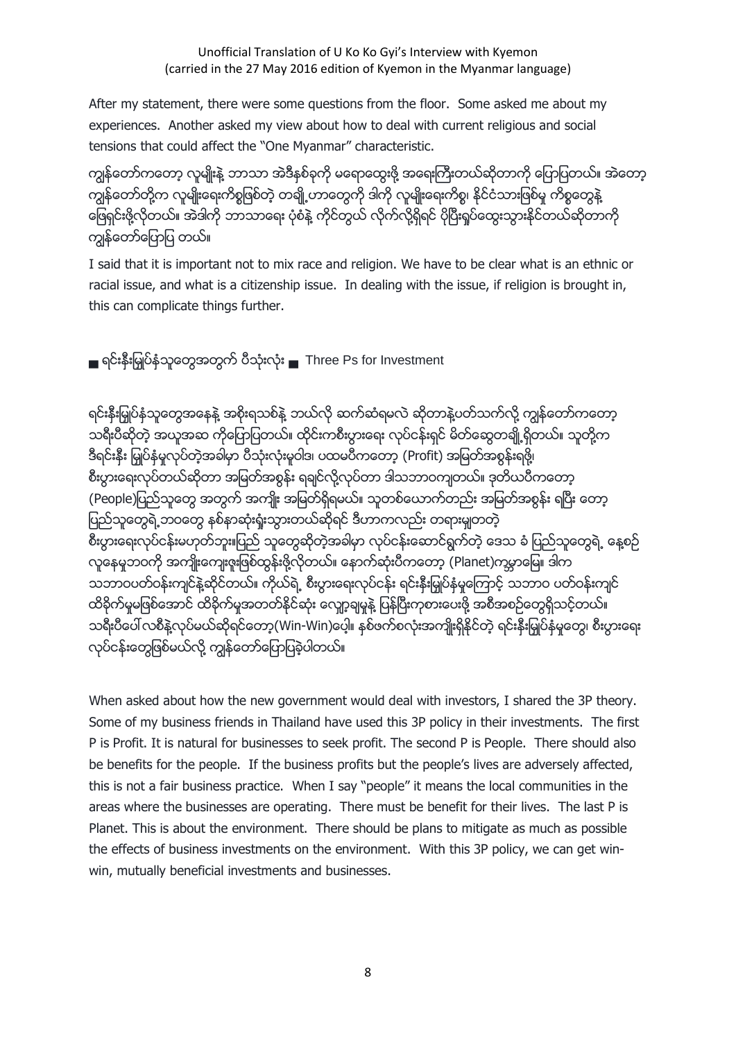After my statement, there were some questions from the floor. Some asked me about my experiences. Another asked my view about how to deal with current religious and social tensions that could affect the "One Myanmar" characteristic.

ကျွန်တော်ကတော့ လူမျိုးနဲ့ ဘာသာ အဲဒီနှစ်ခုကို မရောထွေးဖို့ အရေးကြီးတယ်ဆိုတာကို ပြောပြတယ်။ အဲတော့ ကျွန်တော်တို့က လူမျိုးရေးကိစ္စဖြစ်တဲ့ တချို့ဟာတွေကို ဒါကို လူမျိုးရေးကိစ္စ၊ နိုင်ငံသားဖြစ်မှု ကိစ္စတွေနဲ့ ဖြေရှင်းဖို့လိုတယ်။ အဲဒါကို ဘာသာရေး ပုံစံနဲ့ ကိုင်တွယ် လိုက်လို့ရှိရင် ပိုပြီးရှုပ်ထွေးသွားနိုင်တယ်ဆိုတာကို ကျွန်တော်ပြောပြ တယ်။

I said that it is important not to mix race and religion. We have to be clear what is an ethnic or racial issue, and what is a citizenship issue. In dealing with the issue, if religion is brought in, this can complicate things further.

## ■ ရင်းနှီးမြှုပ်နှံသူတွေအတွက် ပီသုံးလုံး ■ Three Ps for Investment

ရင်းနှီးမြှုပ်နှံသူတွေအနေနဲ့ အစိုးရသစ်နဲ့ ဘယ်လို ဆက်ဆံရမလဲ ဆိုတာနဲ့ပတ်သက်လို့ ကျွန်တော်ကတော့ သရီးပီဆိုတဲ့ အယူအဆ ကိုပြောပြတယ်။ ထိုင်းကစီးပွားရေး လုပ်ငန်းရှင် မိတ်ဆွေတချို့ရှိတယ်။ သူတို့က ဒီရင်းနှီး မြှုပ်နှံမှုလုပ်တဲ့အခါမှာ ပီသုံးလုံးမူဝါဒ၊ ပထမပီကတော့ (Profit) အမြတ်အစွန်းရဖို့၊ စီးပွားရေးလုပ်တယ်ဆိုတာ အမြတ်အစွန်း ရချင်လို့လုပ်တာ ဒါသဘာဝကျတယ်။ ဒုတိယပီကတော့ (People)ပြည်သူတွေ အတွက် အကျိုး အမြတ်ရှိရမယ်။ သူတစ်ယောက်တည်း အမြတ်အစွန်း ရပြီး တော့ ပြည်သူတွေရဲ့ဘဝတွေ နစ်နာဆုံးရှုံးသွားတယ်ဆိုရင် ဒီဟာကလည်း တရားမျှတတဲ့ စီးပွားရေးလုပ်ငန်းမဟုတ်ဘူး။ပြည် သူတွေဆိုတဲ့အခါမှာ လုပ်ငန်းဆောင်ရွက်တဲ့ ဒေသ ခံ ပြည်သူတွေရဲ့ နေ့စဉ်လူနေမှုဘဝကို အကျိုးကျေးဇူးဖြစ်ထွန်းဖို့လိုတယ်။ နောက်ဆုံးပီကတော့ (Planet)ကမ္ဘာမြေ။ ဒါက သဘာဝပတ်ဝန်းကျင်နဲ့ဆိုင်တယ်။ ကိုယ်ရဲ့ စီးပွားရေးလုပ်ငန်း ရင်းနှီးမြှုပ်နှံမှုကြောင့် သဘာဝ ပတ်ဝန်းကျင် ထိခိုက်မှုမဖြစ်အောင် ထိခိုက်မှုအတတ်နိုင်ဆုံး လျော့ချမှုနဲ့ ပြန်ပြီးကုစားပေးဖို့ အစီအစဉ်တွေရှိသင့်တယ်။ သရီးပီပေါ် လစီနဲ့လုပ်မယ်ဆိုရင်တော့(Win-Win)ပေါ့။ နှစ်ဖက်စလုံးအကျိုးရှိနိုင်တဲ့ ရင်းနှီးမြှုပ်နှံမှုတွေ၊ စီးပွားရေး လုပ်ငန်းတွေဖြစ်မယ်လို့ ကျွန်တော်ပြောပြခဲ့ပါတယ်။

When asked about how the new government would deal with investors, I shared the 3P theory. Some of my business friends in Thailand have used this 3P policy in their investments. The first P is Profit. It is natural for businesses to seek profit. The second P is People. There should also be benefits for the people. If the business profits but the people's lives are adversely affected, this is not a fair business practice. When I say "people" it means the local communities in the areas where the businesses are operating. There must be benefit for their lives. The last P is Planet. This is about the environment. There should be plans to mitigate as much as possible the effects of business investments on the environment. With this 3P policy, we can get win-win, mutually beneficial investments and businesses.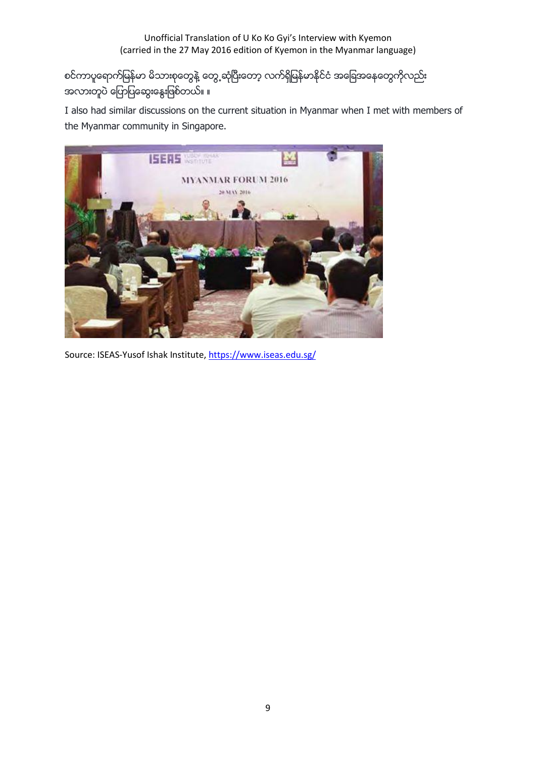စင်ကာပူရောက်မြန်မာ မိသားစုတွေနဲ့ တွေ့ဆုံပြီးတော့ လက်ရှိမြန်မာနိုင်ငံ အခြေအနေတွေကိုလည်း အလားတူပဲ ပြောပြဆွေးနွေးဖြစ်တယ်။ ။

I also had similar discussions on the current situation in Myanmar when I met with members of the Myanmar community in Singapore.

Source: ISEAS-Yusof Ishak Institute, https://www.iseas.edu.sg/